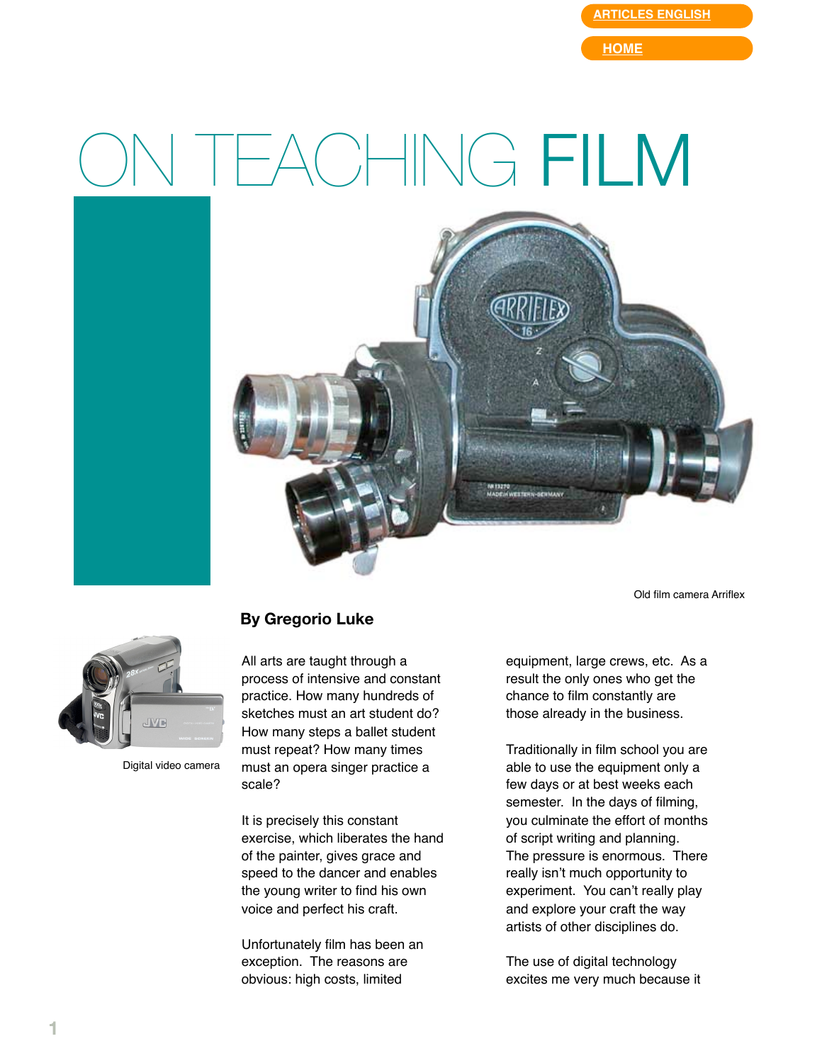ARTICLES ENGLISH

HOME

# ON TEACHING FILM

Old film camera Arriflex

Digital video camera

**By Gregorio Luke**

All arts are taught through a process of intensive and constant practice. How many hundreds of sketches must an art student do? How many steps a ballet student must repeat? How many times must an opera singer practice a scale?

It is precisely this constant exercise, which liberates the hand of the painter, gives grace and speed to the dancer and enables the young writer to find his own voice and perfect his craft.

Unfortunately film has been an exception. The reasons are obvious: high costs, limited equipment, large crews, etc. As a result the only ones who get the chance to film constantly are those already in the business.

Traditionally in film school you are able to use the equipment only a few days or at best weeks each semester. In the days of filming, you culminate the effort of months of script writing and planning. The pressure is enormous. There really isn't much opportunity to experiment. You can't really play and explore your craft the way artists of other disciplines do.

The use of digital technology excites me very much because it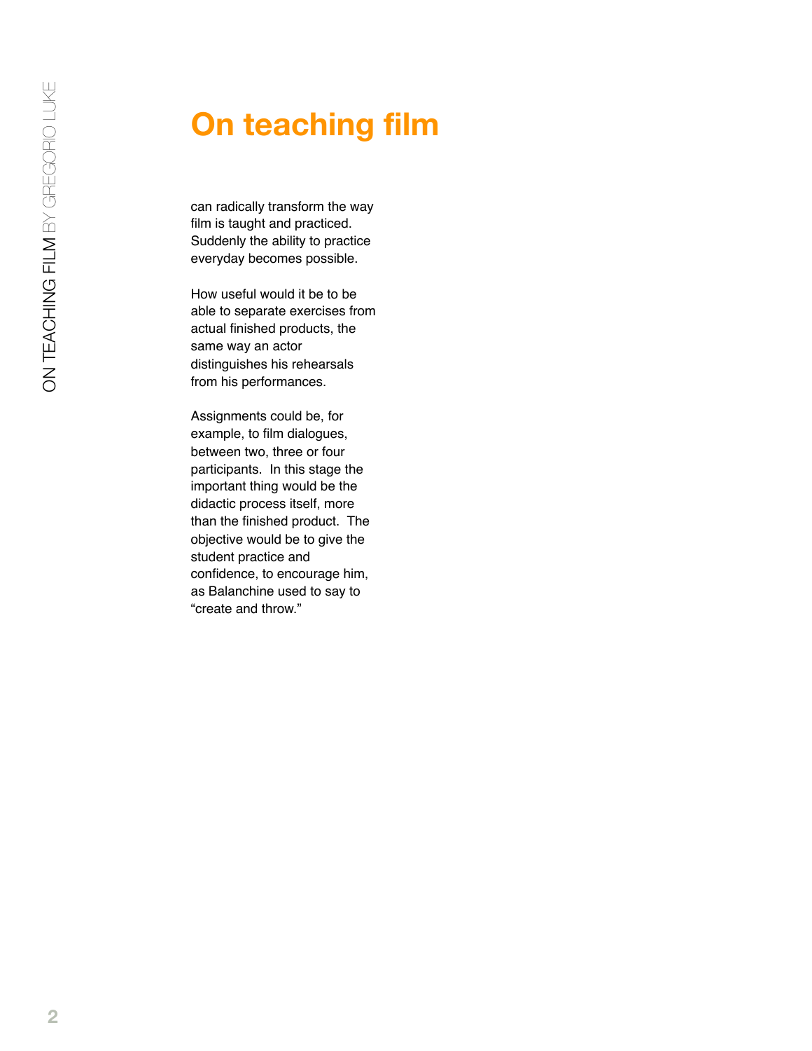# On teaching film

can radically transform the way film is taught and practiced. Suddenly the ability to practice everyday becomes possible.

How useful would it be to be able to separate exercises from actual finished products, the same way an actor distinguishes his rehearsals from his performances.

Assignments could be, for example, to film dialogues, between two, three or four participants. In this stage the important thing would be the didactic process itself, more than the finished product. The objective would be to give the student practice and confidence, to encourage him, as Balanchine used to say to "create and throw."